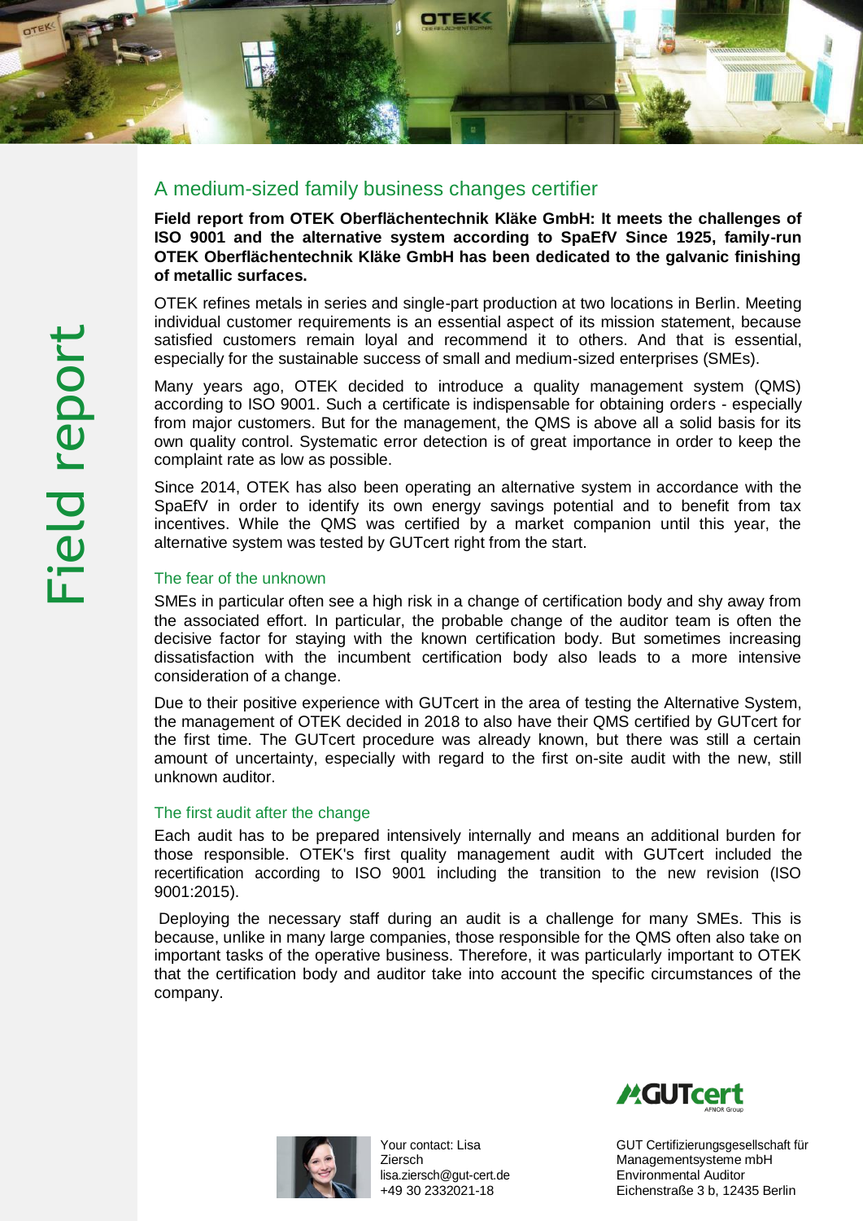Field report

## A medium-sized family business changes certifier

**Field report from OTEK Oberflächentechnik Kläke GmbH: It meets the challenges of ISO 9001 and the alternative system according to SpaEfV Since 1925, family-run OTEK Oberflächentechnik Kläke GmbH has been dedicated to the galvanic finishing of metallic surfaces.**

OTEK refines metals in series and single-part production at two locations in Berlin. Meeting individual customer requirements is an essential aspect of its mission statement, because satisfied customers remain loyal and recommend it to others. And that is essential, especially for the sustainable success of small and medium-sized enterprises (SMEs).

Many years ago, OTEK decided to introduce a quality management system (QMS) according to ISO 9001. Such a certificate is indispensable for obtaining orders - especially from major customers. But for the management, the QMS is above all a solid basis for its own quality control. Systematic error detection is of great importance in order to keep the complaint rate as low as possible.

Since 2014, OTEK has also been operating an alternative system in accordance with the SpaEfV in order to identify its own energy savings potential and to benefit from tax incentives. While the QMS was certified by a market companion until this year, the alternative system was tested by GUTcert right from the start.

### The fear of the unknown

SMEs in particular often see a high risk in a change of certification body and shy away from the associated effort. In particular, the probable change of the auditor team is often the decisive factor for staying with the known certification body. But sometimes increasing dissatisfaction with the incumbent certification body also leads to a more intensive consideration of a change.

Due to their positive experience with GUTcert in the area of testing the Alternative System, the management of OTEK decided in 2018 to also have their QMS certified by GUTcert for the first time. The GUTcert procedure was already known, but there was still a certain amount of uncertainty, especially with regard to the first on-site audit with the new, still unknown auditor.

### The first audit after the change

Each audit has to be prepared intensively internally and means an additional burden for those responsible. OTEK's first quality management audit with GUTcert included the recertification according to ISO 9001 including the transition to the new revision (ISO 9001:2015).

Deploying the necessary staff during an audit is a challenge for many SMEs. This is because, unlike in many large companies, those responsible for the QMS often also take on important tasks of the operative business. Therefore, it was particularly important to OTEK that the certification body and auditor take into account the specific circumstances of the company.

Your contact: Lisa Ziersch
lisa.ziersch@gut-cert.de
+49 30 2332021-18

GUTcert AFNOR Group

GUT Certifizierungsgesellschaft für Managementsysteme mbH
Environmental Auditor
Eichenstraße 3 b, 12435 Berlin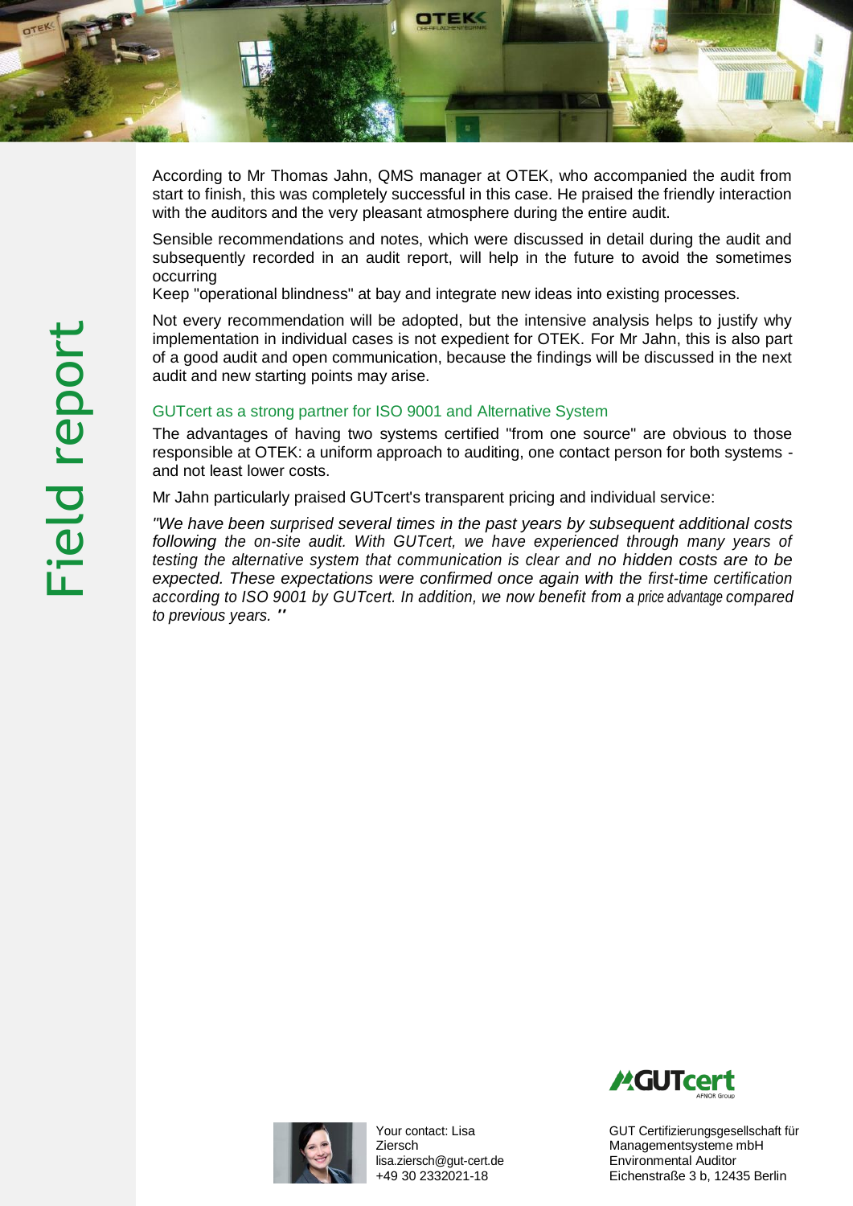According to Mr Thomas Jahn, QMS manager at OTEK, who accompanied the audit from start to finish, this was completely successful in this case. He praised the friendly interaction with the auditors and the very pleasant atmosphere during the entire audit.

Sensible recommendations and notes, which were discussed in detail during the audit and subsequently recorded in an audit report, will help in the future to avoid the sometimes occurring
Keep "operational blindness" at bay and integrate new ideas into existing processes.

Not every recommendation will be adopted, but the intensive analysis helps to justify why implementation in individual cases is not expedient for OTEK. For Mr Jahn, this is also part of a good audit and open communication, because the findings will be discussed in the next audit and new starting points may arise.

## GUTcert as a strong partner for ISO 9001 and Alternative System

The advantages of having two systems certified "from one source" are obvious to those responsible at OTEK: a uniform approach to auditing, one contact person for both systems - and not least lower costs.

Mr Jahn particularly praised GUTcert's transparent pricing and individual service:

*"We have been surprised several times in the past years by subsequent additional costs following the on-site audit. With GUTcert, we have experienced through many years of testing the alternative system that communication is clear and no hidden costs are to be expected. These expectations were confirmed once again with the first-time certification according to ISO 9001 by GUTcert. In addition, we now benefit from a price advantage compared to previous years."*

Your contact: Lisa Ziersch
lisa.ziersch@gut-cert.de
+49 30 2332021-18

GUT Certifizierungsgesellschaft für Managementsysteme mbH
Environmental Auditor
Eichenstraße 3 b, 12435 Berlin